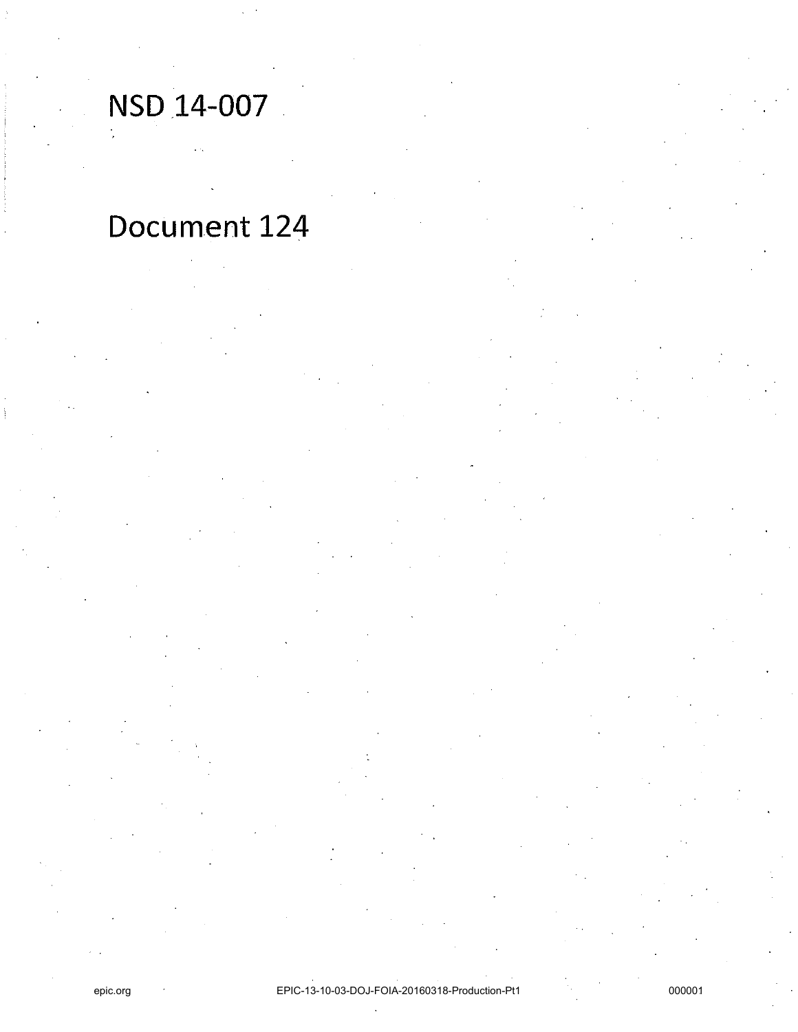# NSD 14-007

# Document 124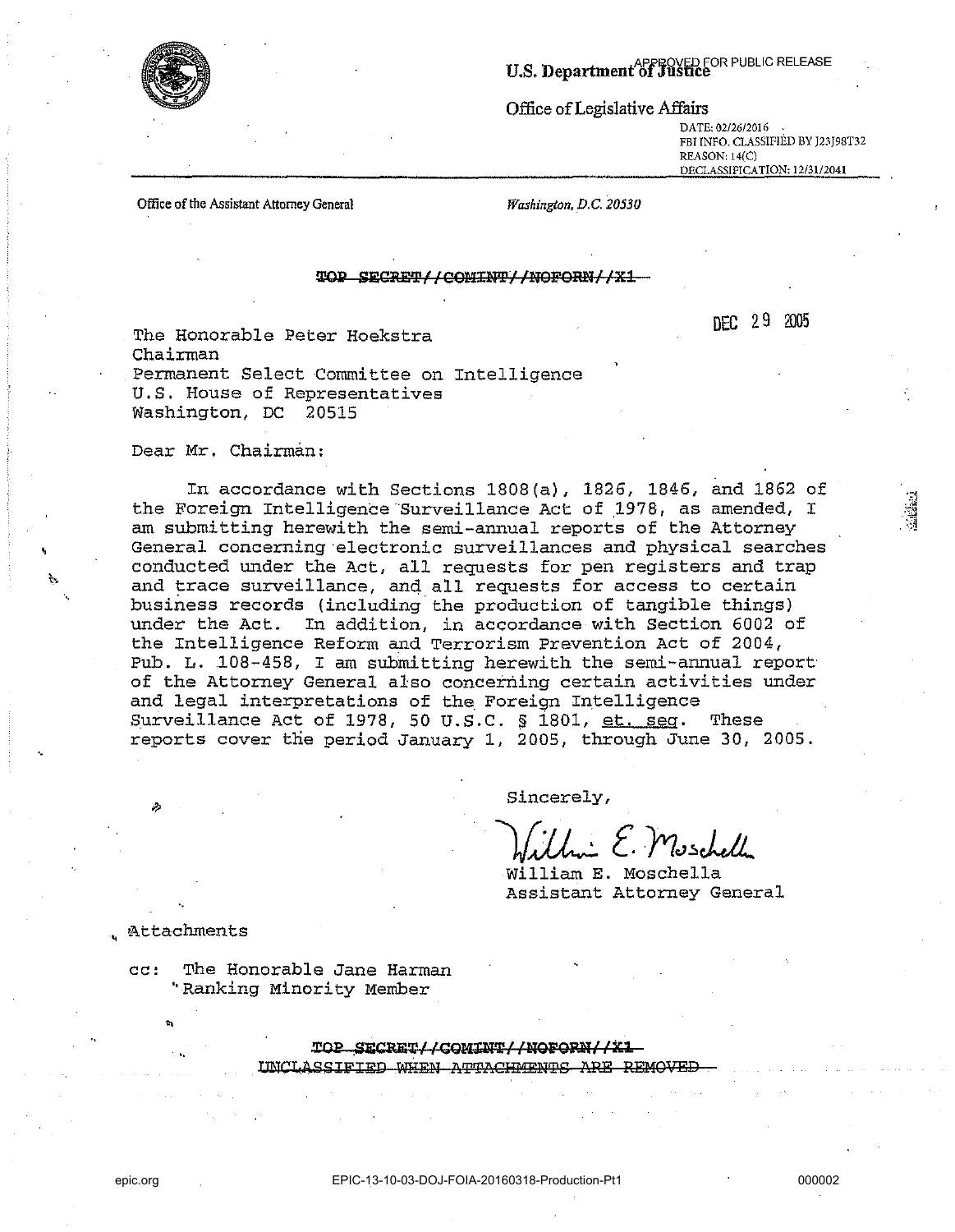U.S. Department of Justice

APPROVED FOR PUBLIC RELEASE

Office of Legislative Affairs

DATE: 02/26/2016
FBI INFO. CLASSIFIED BY J23J98T32
REASON: 14(C)
DECLASSIFICATION: 12/31/2041

Office of the Assistant Attorney General

*Washington, D.C. 20530*

~~TOP SECRET//COMINT//NOFORN//X1~~

DEC 29 2005

The Honorable Peter Hoekstra
Chairman
Permanent Select Committee on Intelligence
U.S. House of Representatives
Washington, DC 20515

Dear Mr. Chairman:

In accordance with Sections 1808(a), 1826, 1846, and 1862 of the Foreign Intelligence Surveillance Act of 1978, as amended, I am submitting herewith the semi-annual reports of the Attorney General concerning electronic surveillances and physical searches conducted under the Act, all requests for pen registers and trap and trace surveillance, and all requests for access to certain business records (including the production of tangible things) under the Act. In addition, in accordance with Section 6002 of the Intelligence Reform and Terrorism Prevention Act of 2004, Pub. L. 108-458, I am submitting herewith the semi-annual report of the Attorney General also concerning certain activities under and legal interpretations of the Foreign Intelligence Surveillance Act of 1978, 50 U.S.C. § 1801, et. seq. These reports cover the period January 1, 2005, through June 30, 2005.

Sincerely,

William E. Moschella
Assistant Attorney General

Attachments

cc: The Honorable Jane Harman
Ranking Minority Member

~~TOP SECRET//COMINT//NOFORN//X1~~
~~UNCLASSIFIED WHEN ATTACHMENTS ARE REMOVED~~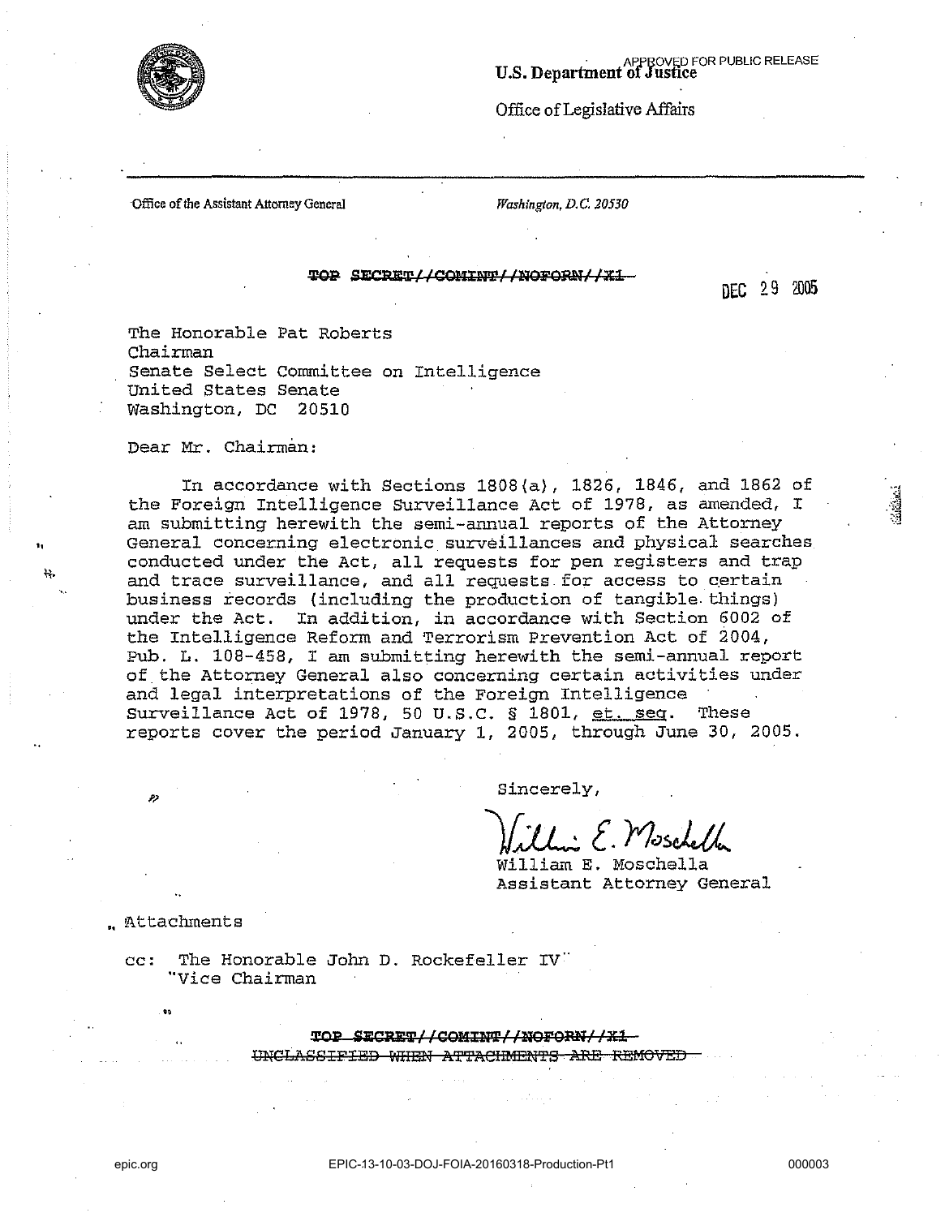APPROVED FOR PUBLIC RELEASE

**U.S. Department of Justice**

Office of Legislative Affairs

Office of the Assistant Attorney General | *Washington, D.C. 20530*

~~TOP SECRET//COMINT//NOFORN//X1~~

DEC 29 2005

The Honorable Pat Roberts
Chairman
Senate Select Committee on Intelligence
United States Senate
Washington, DC 20510

Dear Mr. Chairman:

In accordance with Sections 1808(a), 1826, 1846, and 1862 of the Foreign Intelligence Surveillance Act of 1978, as amended, I am submitting herewith the semi-annual reports of the Attorney General concerning electronic surveillances and physical searches conducted under the Act, all requests for pen registers and trap and trace surveillance, and all requests for access to certain business records (including the production of tangible things) under the Act. In addition, in accordance with Section 6002 of the Intelligence Reform and Terrorism Prevention Act of 2004, Pub. L. 108-458, I am submitting herewith the semi-annual report of the Attorney General also concerning certain activities under and legal interpretations of the Foreign Intelligence Surveillance Act of 1978, 50 U.S.C. § 1801, et. seq. These reports cover the period January 1, 2005, through June 30, 2005.

Sincerely,

William E. Moschella
Assistant Attorney General

Attachments

cc: The Honorable John D. Rockefeller IV
Vice Chairman

~~TOP SECRET//COMINT//NOFORN//X1~~
~~UNCLASSIFIED WHEN ATTACHMENTS ARE REMOVED~~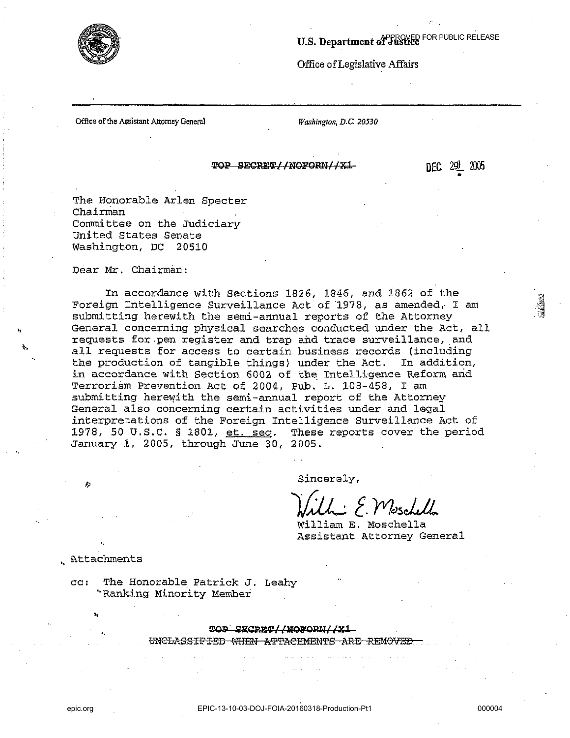U.S. Department of Justice APPROVED FOR PUBLIC RELEASE

Office of Legislative Affairs

Office of the Assistant Attorney General

*Washington, D.C. 20530*

~~TOP SECRET//NOFORN//X1~~

DEC 29 2005

The Honorable Arlen Specter
Chairman
Committee on the Judiciary
United States Senate
Washington, DC 20510

Dear Mr. Chairman:

In accordance with Sections 1826, 1846, and 1862 of the Foreign Intelligence Surveillance Act of 1978, as amended, I am submitting herewith the semi-annual reports of the Attorney General concerning physical searches conducted under the Act, all requests for pen register and trap and trace surveillance, and all requests for access to certain business records (including the production of tangible things) under the Act. In addition, in accordance with Section 6002 of the Intelligence Reform and Terrorism Prevention Act of 2004, Pub. L. 108-458, I am submitting herewith the semi-annual report of the Attorney General also concerning certain activities under and legal interpretations of the Foreign Intelligence Surveillance Act of 1978, 50 U.S.C. § 1801, et. seq. These reports cover the period January 1, 2005, through June 30, 2005.

Sincerely,

William E. Moschella
Assistant Attorney General

Attachments

cc: The Honorable Patrick J. Leahy
Ranking Minority Member

~~TOP SECRET//NOFORN//X1~~
~~UNCLASSIFIED WHEN ATTACHMENTS ARE REMOVED~~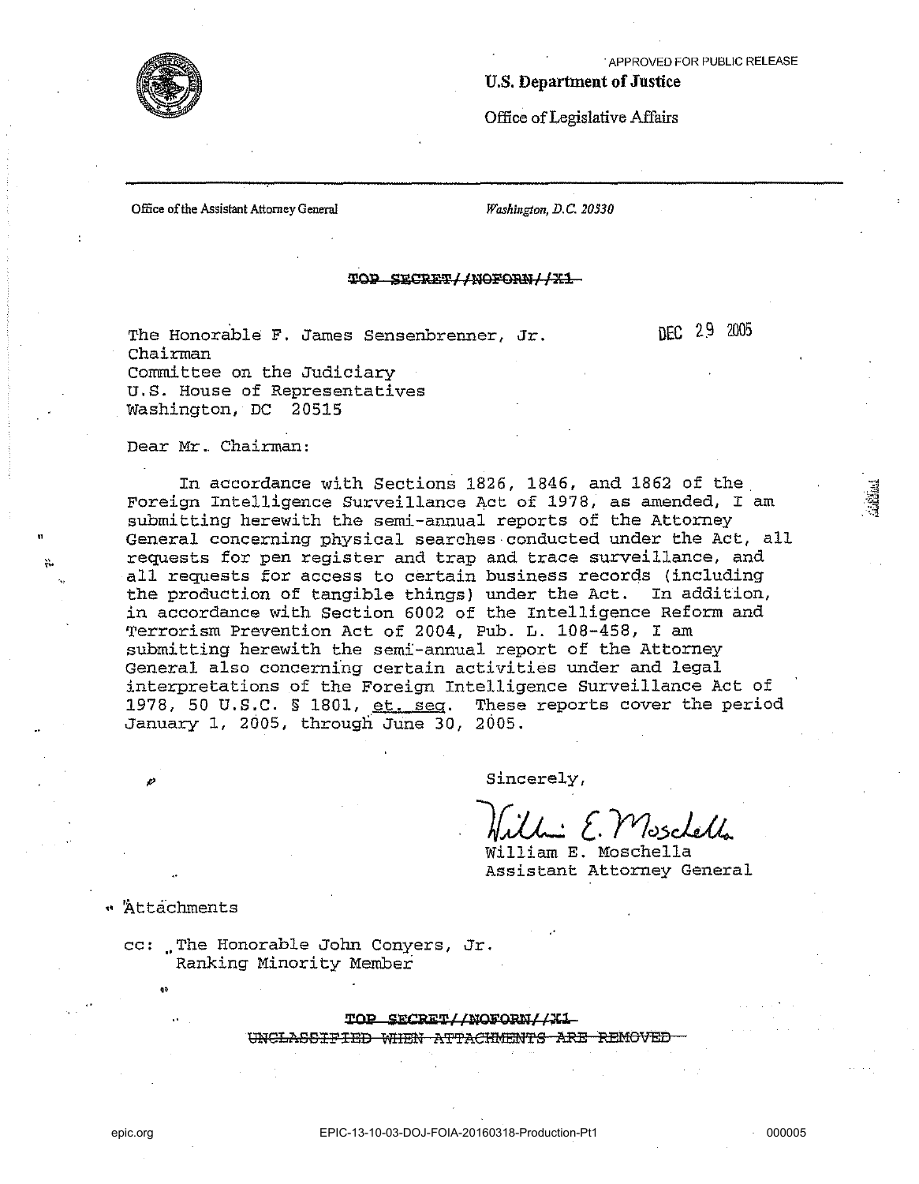APPROVED FOR PUBLIC RELEASE

**U.S. Department of Justice**

Office of Legislative Affairs

Office of the Assistant Attorney General

*Washington, D.C. 20530*

~~TOP SECRET//NOFORN//X1~~

The Honorable F. James Sensenbrenner, Jr.
Chairman
Committee on the Judiciary
U.S. House of Representatives
Washington, DC 20515

DEC 29 2005

Dear Mr. Chairman:

In accordance with Sections 1826, 1846, and 1862 of the Foreign Intelligence Surveillance Act of 1978, as amended, I am submitting herewith the semi-annual reports of the Attorney General concerning physical searches conducted under the Act, all requests for pen register and trap and trace surveillance, and all requests for access to certain business records (including the production of tangible things) under the Act. In addition, in accordance with Section 6002 of the Intelligence Reform and Terrorism Prevention Act of 2004, Pub. L. 108-458, I am submitting herewith the semi-annual report of the Attorney General also concerning certain activities under and legal interpretations of the Foreign Intelligence Surveillance Act of 1978, 50 U.S.C. § 1801, et. seq. These reports cover the period January 1, 2005, through June 30, 2005.

Sincerely,

William E. Moschella

William E. Moschella
Assistant Attorney General

Attachments

cc: The Honorable John Conyers, Jr.
Ranking Minority Member

~~TOP SECRET//NOFORN//X1~~
~~UNCLASSIFIED WHEN ATTACHMENTS ARE REMOVED~~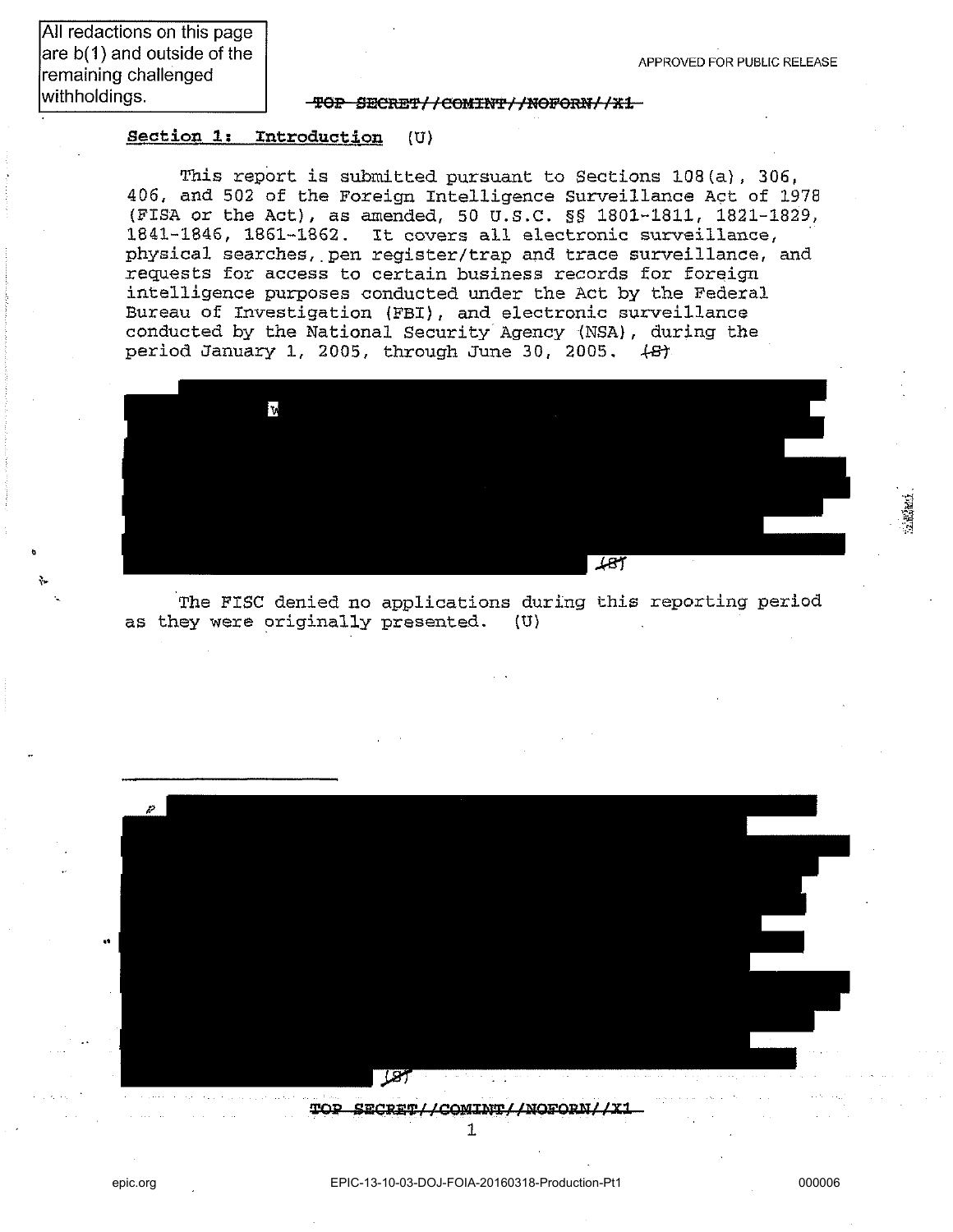All redactions on this page are b(1) and outside of the remaining challenged withholdings.

APPROVED FOR PUBLIC RELEASE

~~TOP SECRET//COMINT//NOFORN//X1~~

**Section 1: Introduction** (U)

This report is submitted pursuant to Sections 108(a), 306, 406, and 502 of the Foreign Intelligence Surveillance Act of 1978 (FISA or the Act), as amended, 50 U.S.C. §§ 1801-1811, 1821-1829, 1841-1846, 1861-1862. It covers all electronic surveillance, physical searches, pen register/trap and trace surveillance, and requests for access to certain business records for foreign intelligence purposes conducted under the Act by the Federal Bureau of Investigation (FBI), and electronic surveillance conducted by the National Security Agency (NSA), during the period January 1, 2005, through June 30, 2005. ~~(S)~~

[REDACTED] ~~(S)~~

The FISC denied no applications during this reporting period as they were originally presented. (U)

---

[REDACTED] ~~(S)~~

~~TOP SECRET//COMINT//NOFORN//X1~~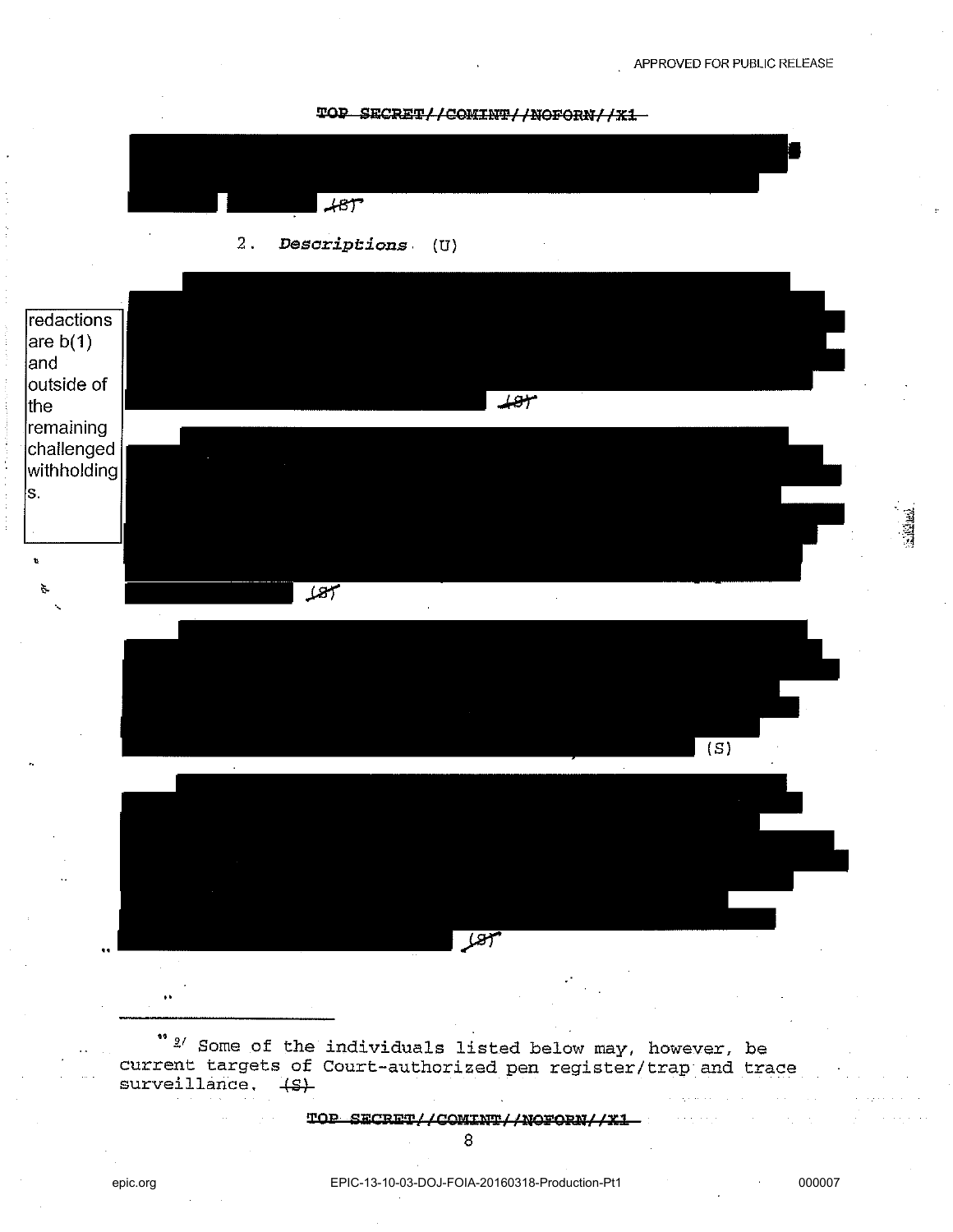TOP SECRET//COMINT//NOFORN//X1

(S)

2. *Descriptions* (U)

redactions are b(1) and outside of the remaining challenged withholdings.

(S)

(S)

(S)

(S)

---

[9] Some of the individuals listed below may, however, be current targets of Court-authorized pen register/trap and trace surveillance. (S)

TOP SECRET//COMINT//NOFORN//X1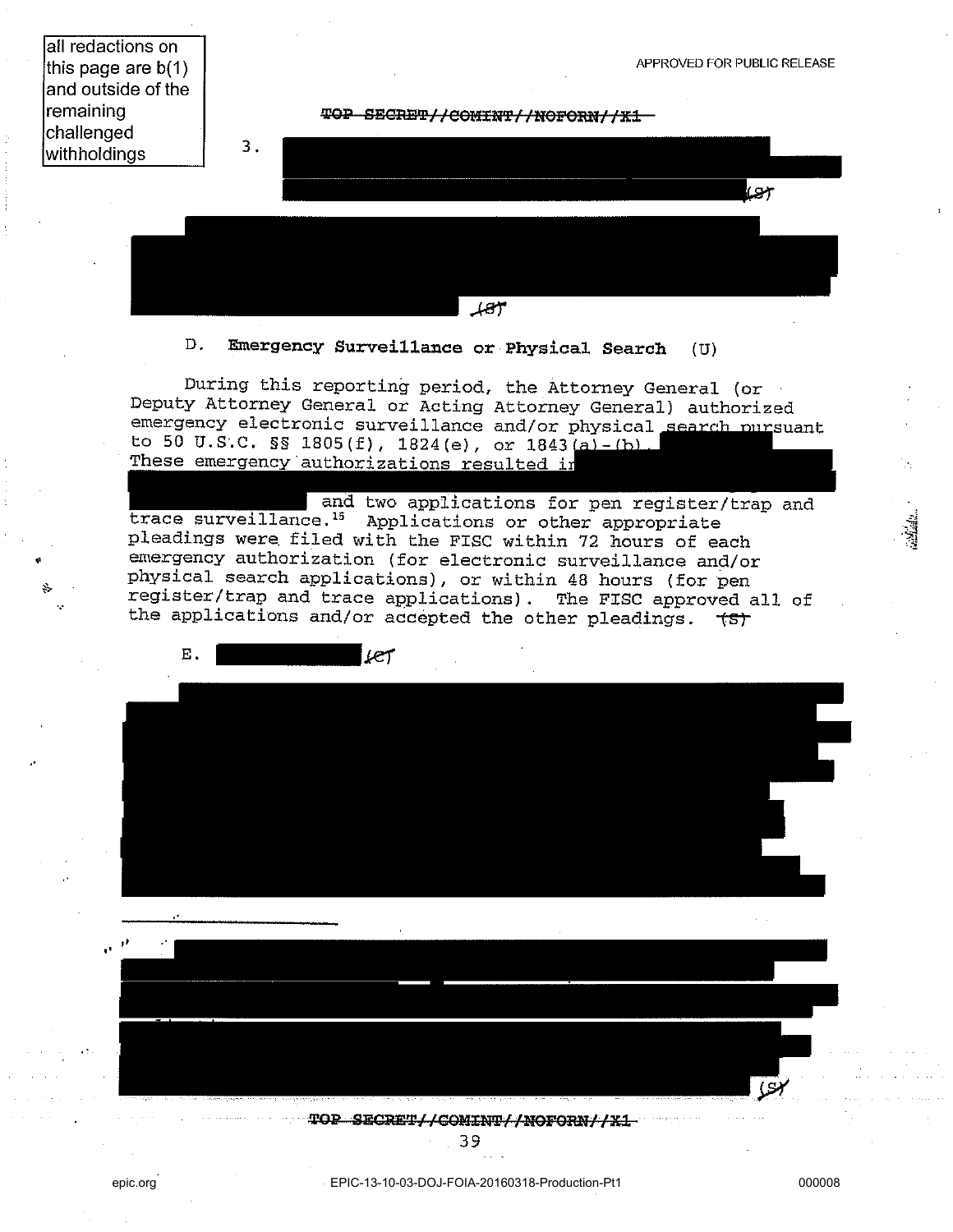all redactions on this page are b(1) and outside of the remaining challenged withholdings

~~TOP SECRET//COMINT//NOFORN//X1~~

3. [REDACTED] (S)

[REDACTED] (S)

D. **Emergency Surveillance or Physical Search** (U)

During this reporting period, the Attorney General (or Deputy Attorney General or Acting Attorney General) authorized emergency electronic surveillance and/or physical search pursuant to 50 U.S.C. §§ 1805(f), 1824(e), or 1843(a)-(b). [REDACTED] These emergency authorizations resulted in [REDACTED] and two applications for pen register/trap and trace surveillance.[15] Applications or other appropriate pleadings were filed with the FISC within 72 hours of each emergency authorization (for electronic surveillance and/or physical search applications), or within 48 hours (for pen register/trap and trace applications). The FISC approved all of the applications and/or accepted the other pleadings. (S)

E. [REDACTED] (C)

[REDACTED]

---

[REDACTED] (S)

~~TOP SECRET//COMINT//NOFORN//X1~~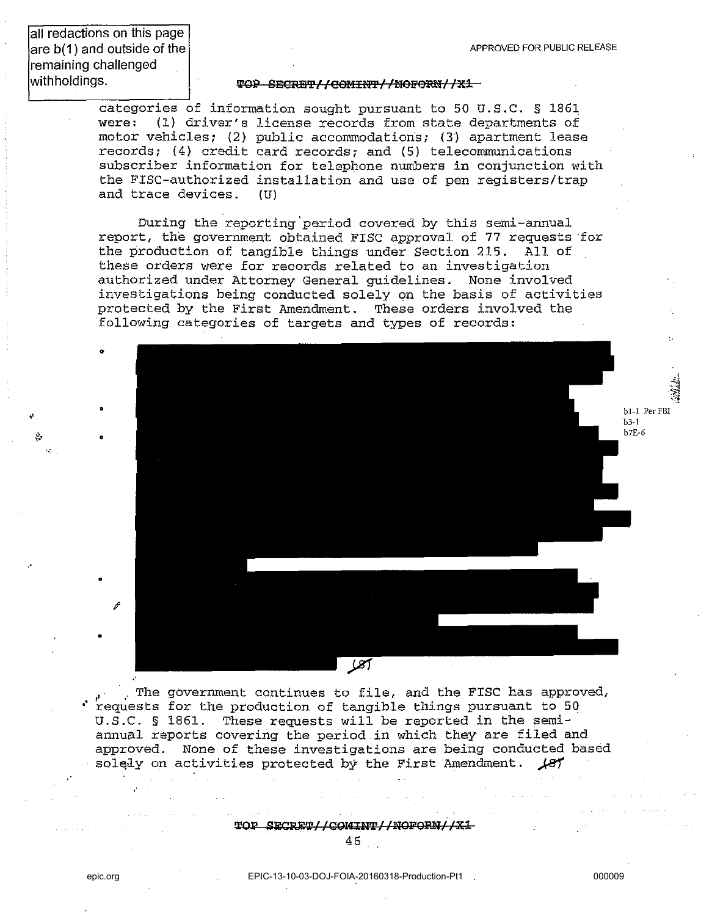all redactions on this page are b(1) and outside of the remaining challenged withholdings.

APPROVED FOR PUBLIC RELEASE

~~TOP SECRET//COMINT//NOFORN//X1~~

categories of information sought pursuant to 50 U.S.C. § 1861 were: (1) driver's license records from state departments of motor vehicles; (2) public accommodations; (3) apartment lease records; (4) credit card records; and (5) telecommunications subscriber information for telephone numbers in conjunction with the FISC-authorized installation and use of pen registers/trap and trace devices. (U)

During the reporting period covered by this semi-annual report, the government obtained FISC approval of 77 requests for the production of tangible things under Section 215. All of these orders were for records related to an investigation authorized under Attorney General guidelines. None involved investigations being conducted solely on the basis of activities protected by the First Amendment. These orders involved the following categories of targets and types of records:

- [REDACTED]
- [REDACTED]
- [REDACTED]
- [REDACTED]
- [REDACTED]

b1-1 Per FBI
b3-1
b7E-6

~~(S)~~

The government continues to file, and the FISC has approved, requests for the production of tangible things pursuant to 50 U.S.C. § 1861. These requests will be reported in the semi-annual reports covering the period in which they are filed and approved. None of these investigations are being conducted based solely on activities protected by the First Amendment. ~~(S)~~

~~TOP SECRET//COMINT//NOFORN//X1~~

epic.org EPIC-13-10-03-DOJ-FOIA-20160318-Production-Pt1 000009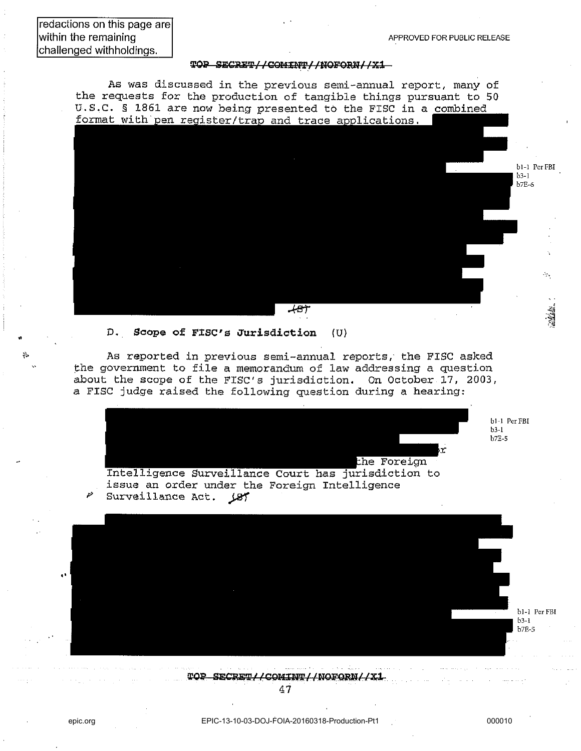redactions on this page are within the remaining challenged withholdings.

APPROVED FOR PUBLIC RELEASE

TOP SECRET//COMINT//NOFORN//X1

As was discussed in the previous semi-annual report, many of the requests for the production of tangible things pursuant to 50 U.S.C. § 1861 are now being presented to the FISC in a combined format with pen register/trap and trace applications. [REDACTED] (S)

b1-1 Per FBI
b3-1
b7E-6

### D. Scope of FISC's Jurisdiction (U)

As reported in previous semi-annual reports, the FISC asked the government to file a memorandum of law addressing a question about the scope of the FISC's jurisdiction. On October 17, 2003, a FISC judge raised the following question during a hearing:

> [REDACTED] r [REDACTED] the Foreign Intelligence Surveillance Court has jurisdiction to issue an order under the Foreign Intelligence Surveillance Act. (S)

b1-1 Per FBI
b3-1
b7E-5

[REDACTED]

b1-1 Per FBI
b3-1
b7E-5

TOP SECRET//COMINT//NOFORN//X1

epic.org

EPIC-13-10-03-DOJ-FOIA-20160318-Production-Pt1

000010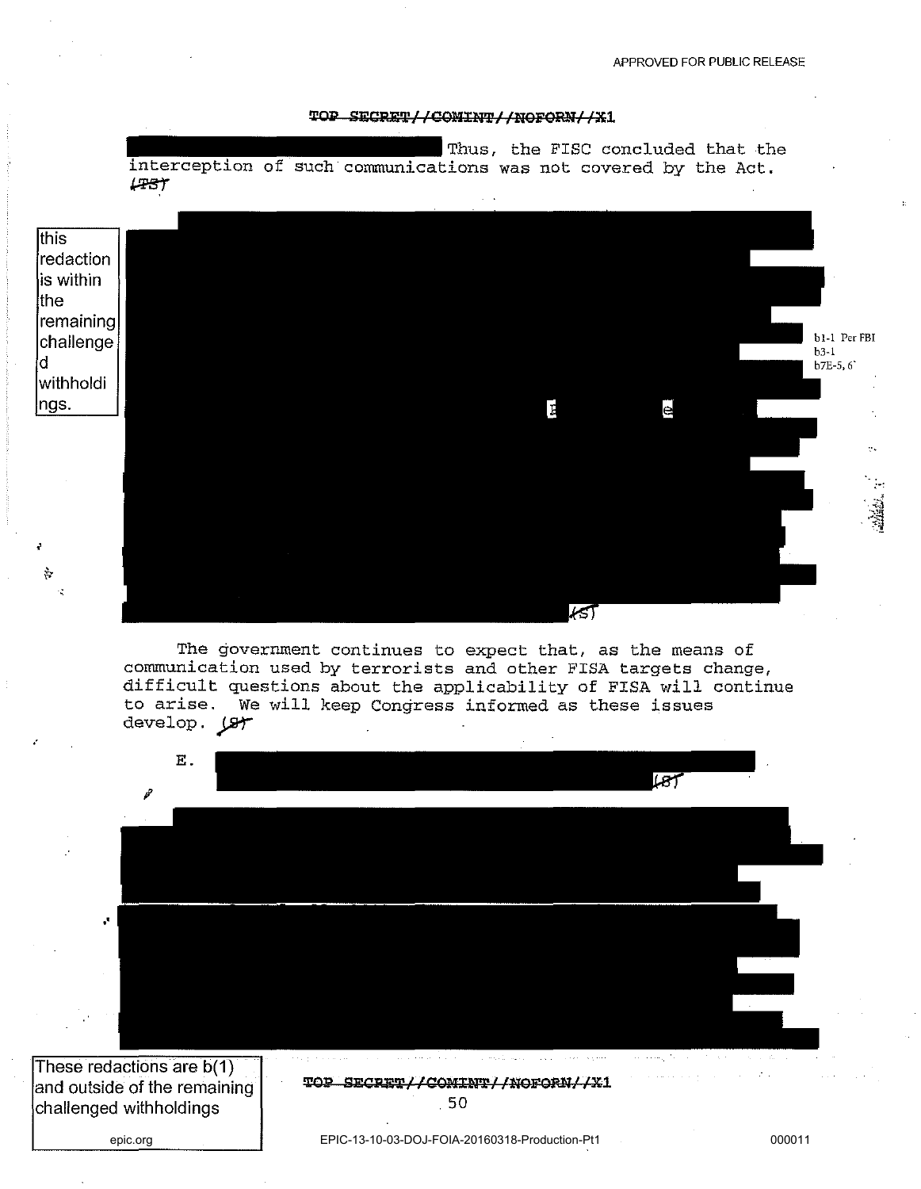TOP SECRET//COMINT//NOFORN//X1

[REDACTED] Thus, the FISC concluded that the interception of such communications was not covered by the Act. (TS)

[REDACTED] (S)

this redaction is within the remaining challenged withholdings.

b1-1 Per FBI
b3-1
b7E-5, 6

The government continues to expect that, as the means of communication used by terrorists and other FISA targets change, difficult questions about the applicability of FISA will continue to arise. We will keep Congress informed as these issues develop. (S)

E. [REDACTED] (S)

[REDACTED]

[REDACTED]

These redactions are b(1) and outside of the remaining challenged withholdings

TOP SECRET//COMINT//NOFORN//X1

EPIC-13-10-03-DOJ-FOIA-20160318-Production-Pt1

000011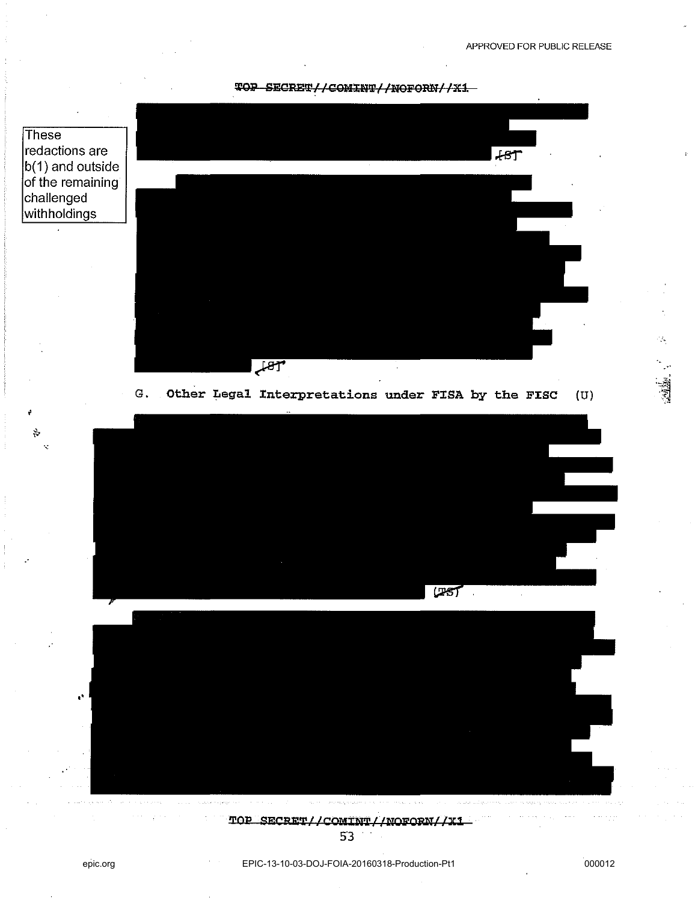TOP SECRET//COMINT//NOFORN//X1

These redactions are b(1) and outside of the remaining challenged withholdings

(S)

(S)

G. Other Legal Interpretations under FISA by the FISC (U)

(TS)

TOP SECRET//COMINT//NOFORN//X1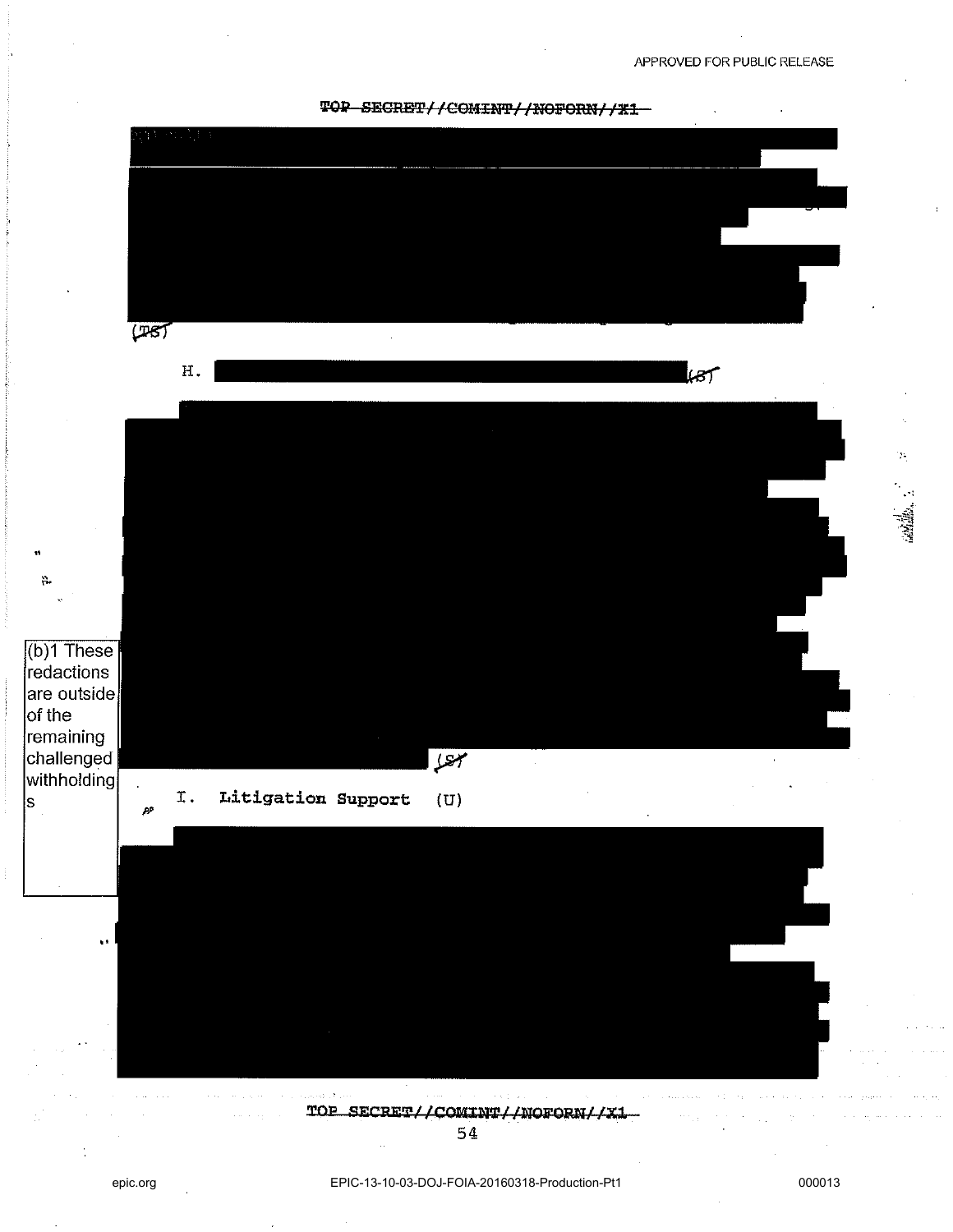APPROVED FOR PUBLIC RELEASE

~~TOP SECRET//COMINT//NOFORN//X1~~

(TS)

H. (S)

(b)1 These redactions are outside of the remaining challenged withholdings

(S)

I. **Litigation Support** (U)

~~TOP SECRET//COMINT//NOFORN//X1~~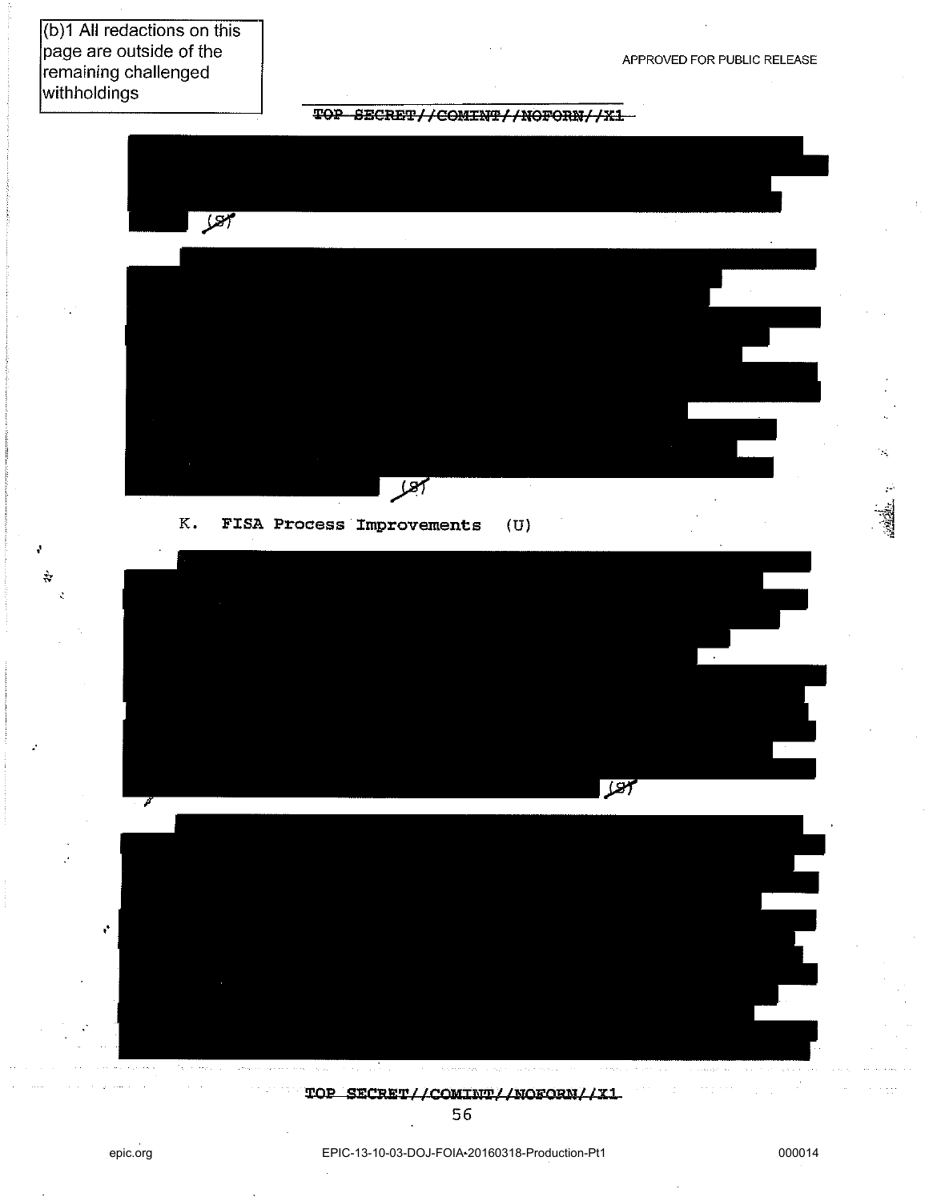(b)1 All redactions on this page are outside of the remaining challenged withholdings

APPROVED FOR PUBLIC RELEASE

~~TOP SECRET//COMINT//NOFORN//X1~~

(S)

(S)

K. FISA Process Improvements (U)

(S)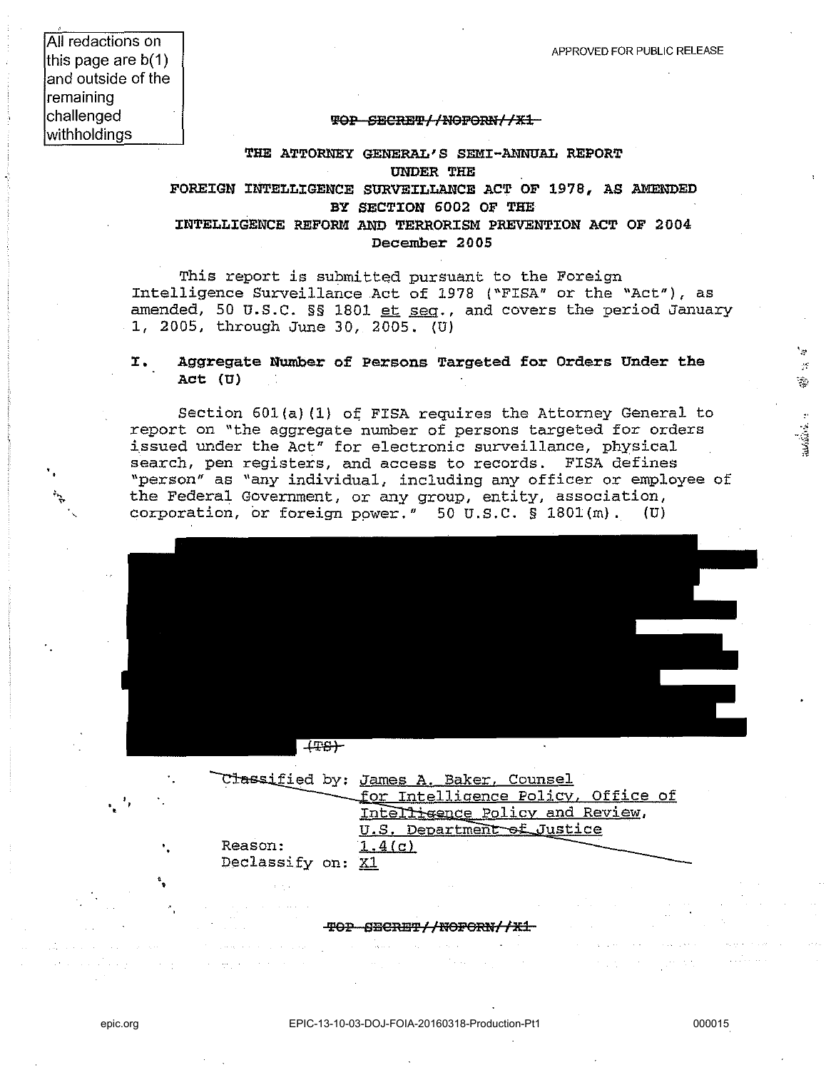All redactions on this page are b(1) and outside of the remaining challenged withholdings

APPROVED FOR PUBLIC RELEASE

~~TOP SECRET//NOFORN//X1~~

**THE ATTORNEY GENERAL'S SEMI-ANNUAL REPORT
UNDER THE
FOREIGN INTELLIGENCE SURVEILLANCE ACT OF 1978, AS AMENDED
BY SECTION 6002 OF THE
INTELLIGENCE REFORM AND TERRORISM PREVENTION ACT OF 2004
December 2005**

This report is submitted pursuant to the Foreign Intelligence Surveillance Act of 1978 ("FISA" or the "Act"), as amended, 50 U.S.C. §§ 1801 et seq., and covers the period January 1, 2005, through June 30, 2005. (U)

## I. Aggregate Number of Persons Targeted for Orders Under the Act (U)

Section 601(a)(1) of FISA requires the Attorney General to report on "the aggregate number of persons targeted for orders issued under the Act" for electronic surveillance, physical search, pen registers, and access to records. FISA defines "person" as "any individual, including any officer or employee of the Federal Government, or any group, entity, association, corporation, or foreign power." 50 U.S.C. § 1801(m). (U)

[REDACTED] ~~(TS)~~

~~Classified by: James A. Baker, Counsel for Intelligence Policy, Office of Intelligence Policy and Review, U.S. Department of Justice~~
~~Reason: 1.4(c)~~
~~Declassify on: X1~~

~~TOP SECRET//NOFORN//X1~~

epic.org

EPIC-13-10-03-DOJ-FOIA-20160318-Production-Pt1

000015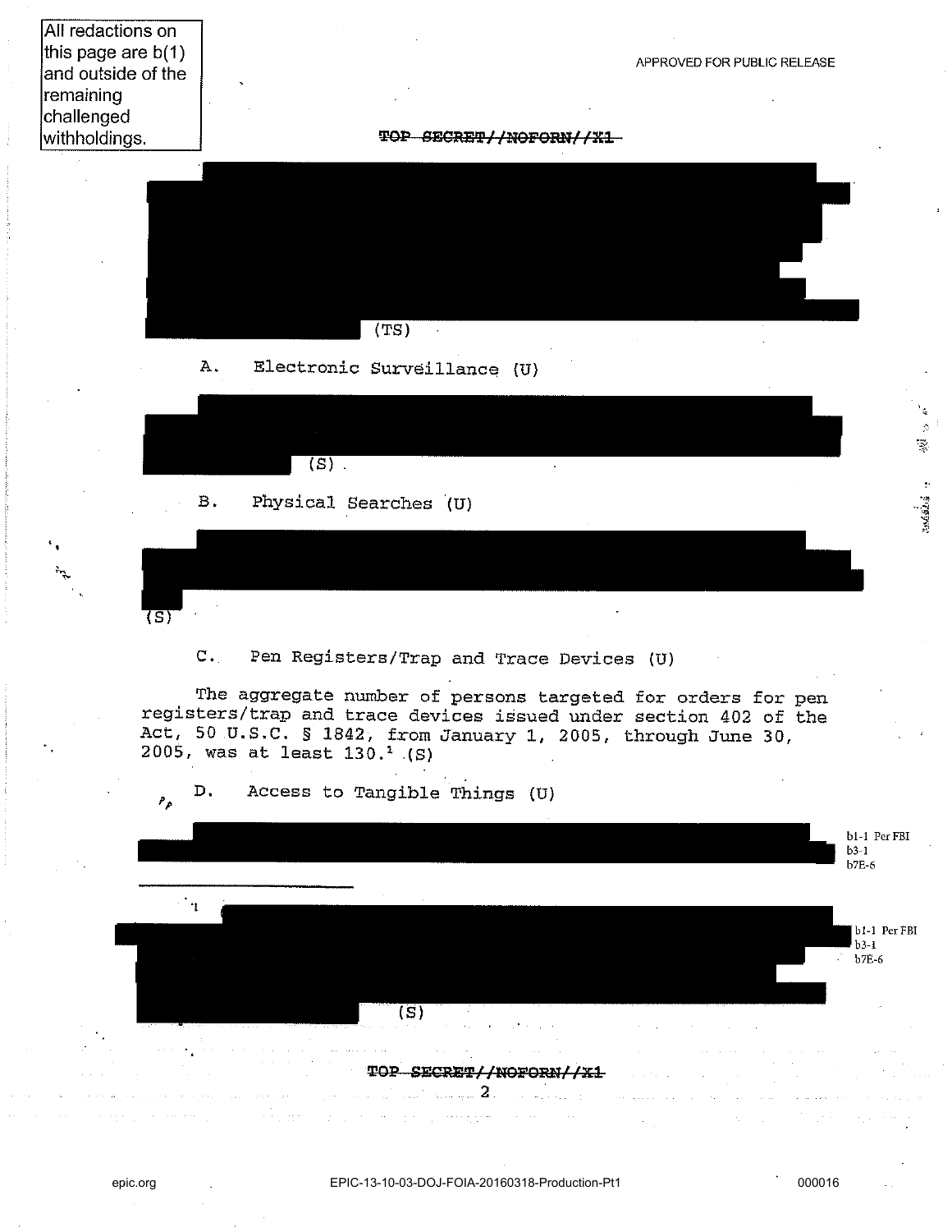All redactions on this page are b(1) and outside of the remaining challenged withholdings.

APPROVED FOR PUBLIC RELEASE

~~TOP SECRET//NOFORN//X1~~

(TS)

A. Electronic Surveillance (U)

(S)

B. Physical Searches (U)

(S)

C. Pen Registers/Trap and Trace Devices (U)

The aggregate number of persons targeted for orders for pen registers/trap and trace devices issued under section 402 of the Act, 50 U.S.C. § 1842, from January 1, 2005, through June 30, 2005, was at least 130.[1] (S)

D. Access to Tangible Things (U)

b1-1 Per FBI
b3-1
b7E-6

---

[1] (S)

b1-1 Per FBI
b3-1
b7E-6

~~TOP SECRET//NOFORN//X1~~

epic.org EPIC-13-10-03-DOJ-FOIA-20160318-Production-Pt1 000016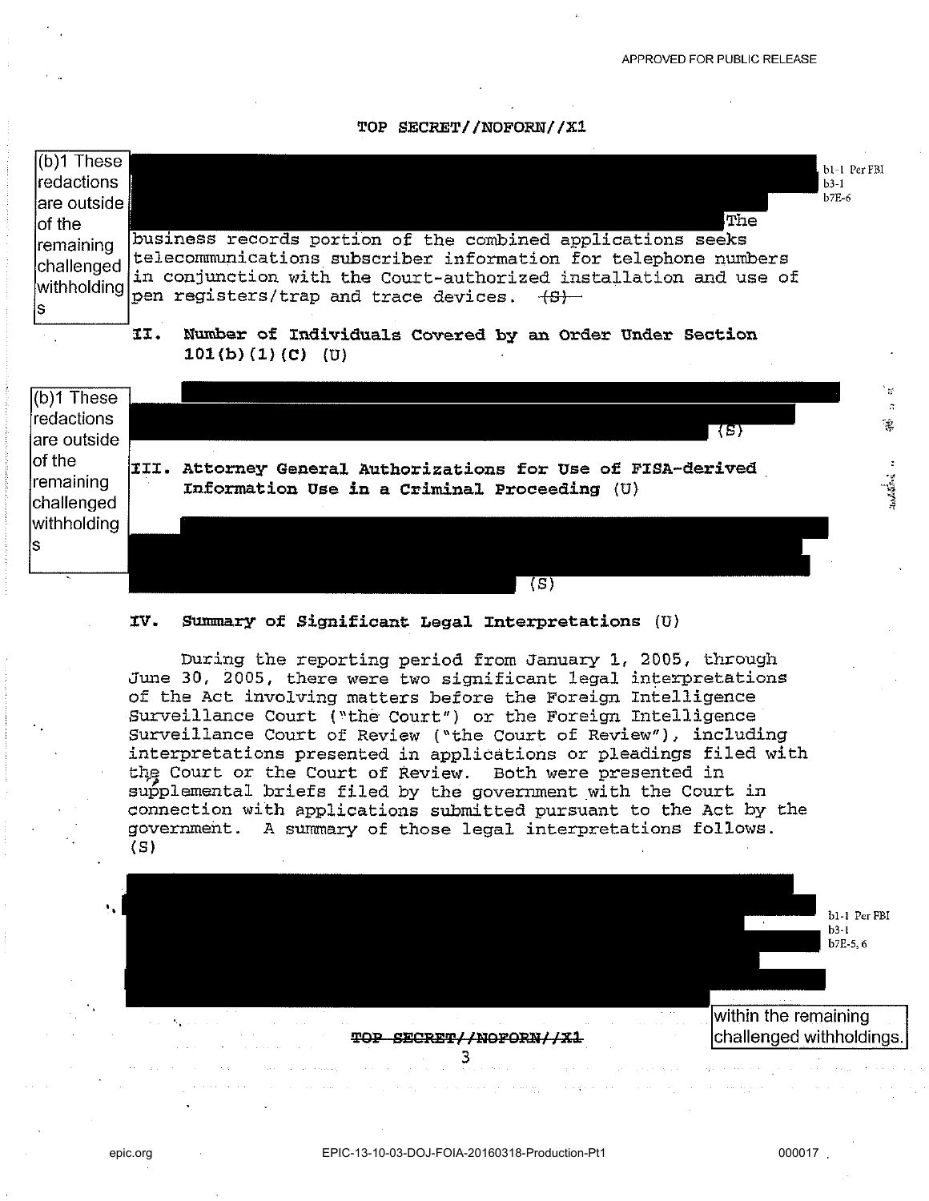TOP SECRET//NOFORN//X1

(b)1 These redactions are outside of the remaining challenged withholdings

[REDACTED] b1-1 Per FBI b3-1 b7E-6

The business records portion of the combined applications seeks telecommunications subscriber information for telephone numbers in conjunction with the Court-authorized installation and use of pen registers/trap and trace devices. ~~(S)~~

## II. Number of Individuals Covered by an Order Under Section 101(b)(1)(C) (U)

(b)1 These redactions are outside of the remaining challenged withholdings

[REDACTED] (S)

## III. Attorney General Authorizations for Use of FISA-derived Information Use in a Criminal Proceeding (U)

[REDACTED] (S)

## IV. Summary of Significant Legal Interpretations (U)

During the reporting period from January 1, 2005, through June 30, 2005, there were two significant legal interpretations of the Act involving matters before the Foreign Intelligence Surveillance Court ("the Court") or the Foreign Intelligence Surveillance Court of Review ("the Court of Review"), including interpretations presented in applications or pleadings filed with the Court or the Court of Review. Both were presented in supplemental briefs filed by the government with the Court in connection with applications submitted pursuant to the Act by the government. A summary of those legal interpretations follows. (S)

[REDACTED] b1-1 Per FBI b3-1 b7E-5, 6

within the remaining challenged withholdings.

~~TOP SECRET//NOFORN//X1~~

epic.org EPIC-13-10-03-DOJ-FOIA-20160318-Production-Pt1 000017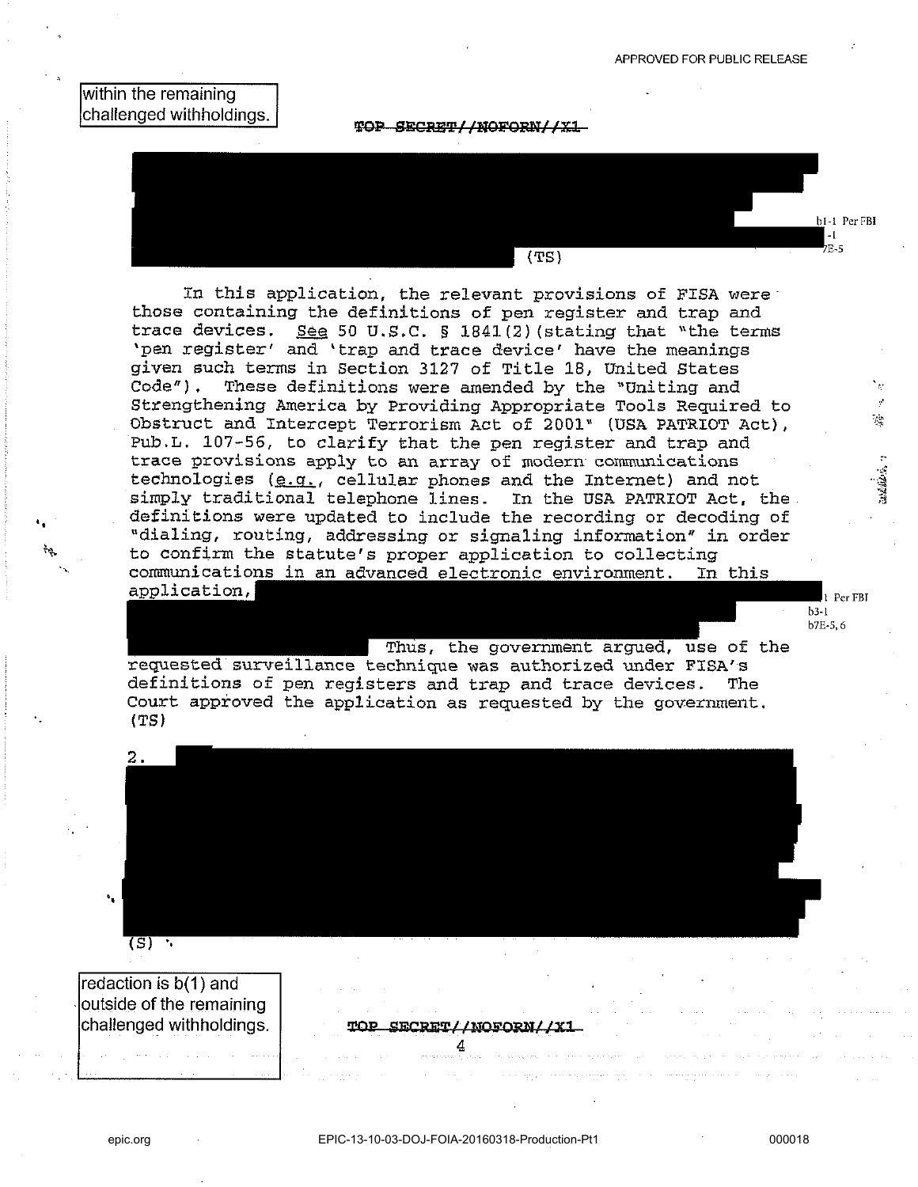within the remaining challenged withholdings.

TOP SECRET//NOFORN//X1

b1-1 Per FBI
-1
7E-5

(TS)

In this application, the relevant provisions of FISA were those containing the definitions of pen register and trap and trace devices. See 50 U.S.C. § 1841(2)(stating that "the terms 'pen register' and 'trap and trace device' have the meanings given such terms in Section 3127 of Title 18, United States Code"). These definitions were amended by the "Uniting and Strengthening America by Providing Appropriate Tools Required to Obstruct and Intercept Terrorism Act of 2001" (USA PATRIOT Act), Pub.L. 107-56, to clarify that the pen register and trap and trace provisions apply to an array of modern communications technologies (e.g., cellular phones and the Internet) and not simply traditional telephone lines. In the USA PATRIOT Act, the definitions were updated to include the recording or decoding of "dialing, routing, addressing or signaling information" in order to confirm the statute's proper application to collecting communications in an advanced electronic environment. In this application,

1 Per FBI
b3-1
b7E-5, 6

Thus, the government argued, use of the requested surveillance technique was authorized under FISA's definitions of pen registers and trap and trace devices. The Court approved the application as requested by the government. (TS)

2.

(S)

redaction is b(1) and outside of the remaining challenged withholdings.

TOP SECRET//NOFORN//X1

epic.org

EPIC-13-10-03-DOJ-FOIA-20160318-Production-Pt1

000018